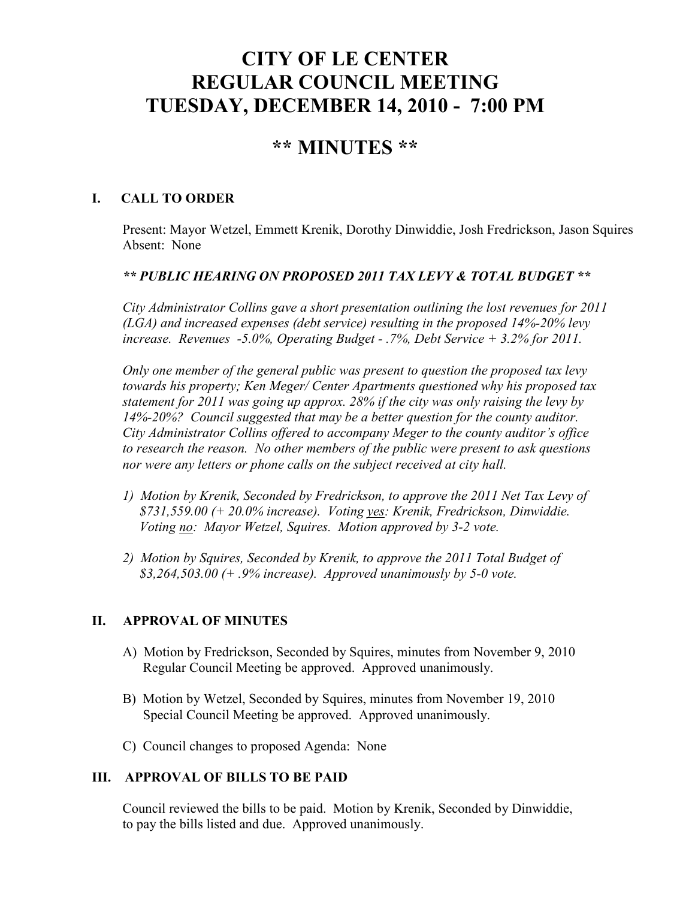# CITY OF LE CENTER
# REGULAR COUNCIL MEETING
# TUESDAY, DECEMBER 14, 2010 - 7:00 PM

## ** MINUTES **

### I. CALL TO ORDER

Present: Mayor Wetzel, Emmett Krenik, Dorothy Dinwiddie, Josh Fredrickson, Jason Squires
Absent: None

***** PUBLIC HEARING ON PROPOSED 2011 TAX LEVY & TOTAL BUDGET *****

*City Administrator Collins gave a short presentation outlining the lost revenues for 2011 (LGA) and increased expenses (debt service) resulting in the proposed 14%-20% levy increase. Revenues -5.0%, Operating Budget - .7%, Debt Service + 3.2% for 2011.*

*Only one member of the general public was present to question the proposed tax levy towards his property; Ken Meger/ Center Apartments questioned why his proposed tax statement for 2011 was going up approx. 28% if the city was only raising the levy by 14%-20%? Council suggested that may be a better question for the county auditor. City Administrator Collins offered to accompany Meger to the county auditor's office to research the reason. No other members of the public were present to ask questions nor were any letters or phone calls on the subject received at city hall.*

1) *Motion by Krenik, Seconded by Fredrickson, to approve the 2011 Net Tax Levy of $731,559.00 (+ 20.0% increase). Voting yes: Krenik, Fredrickson, Dinwiddie. Voting no: Mayor Wetzel, Squires. Motion approved by 3-2 vote.*

2) *Motion by Squires, Seconded by Krenik, to approve the 2011 Total Budget of $3,264,503.00 (+ .9% increase). Approved unanimously by 5-0 vote.*

### II. APPROVAL OF MINUTES

A) Motion by Fredrickson, Seconded by Squires, minutes from November 9, 2010 Regular Council Meeting be approved. Approved unanimously.

B) Motion by Wetzel, Seconded by Squires, minutes from November 19, 2010 Special Council Meeting be approved. Approved unanimously.

C) Council changes to proposed Agenda: None

### III. APPROVAL OF BILLS TO BE PAID

Council reviewed the bills to be paid. Motion by Krenik, Seconded by Dinwiddie, to pay the bills listed and due. Approved unanimously.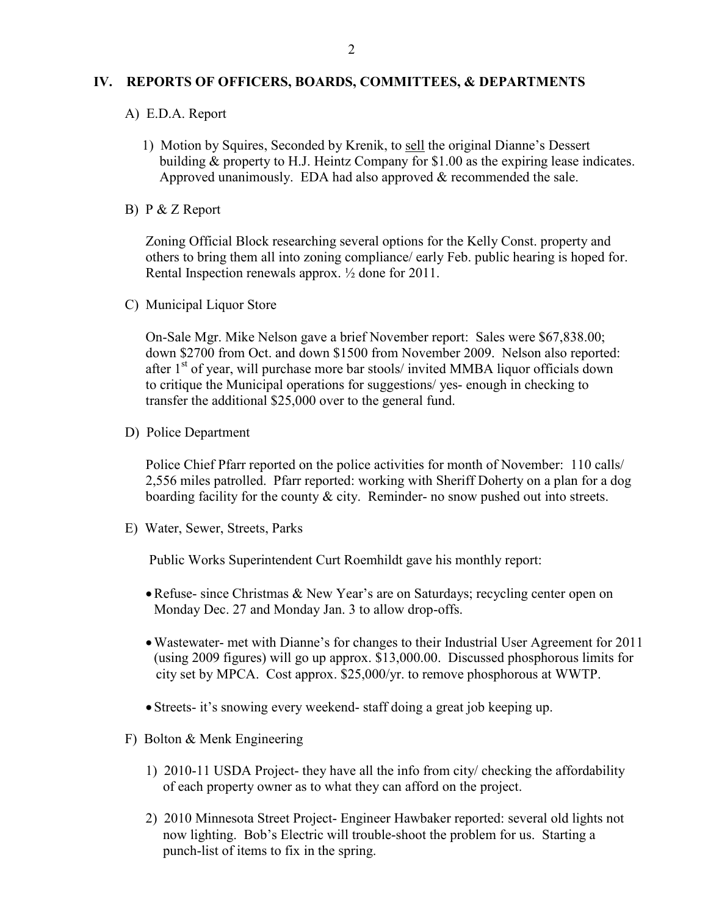## IV. REPORTS OF OFFICERS, BOARDS, COMMITTEES, & DEPARTMENTS

A) E.D.A. Report

1) Motion by Squires, Seconded by Krenik, to <u>sell</u> the original Dianne's Dessert building & property to H.J. Heintz Company for $1.00 as the expiring lease indicates. Approved unanimously. EDA had also approved & recommended the sale.

B) P & Z Report

Zoning Official Block researching several options for the Kelly Const. property and others to bring them all into zoning compliance/ early Feb. public hearing is hoped for. Rental Inspection renewals approx. ½ done for 2011.

C) Municipal Liquor Store

On-Sale Mgr. Mike Nelson gave a brief November report: Sales were $67,838.00; down $2700 from Oct. and down $1500 from November 2009. Nelson also reported: after 1st of year, will purchase more bar stools/ invited MMBA liquor officials down to critique the Municipal operations for suggestions/ yes- enough in checking to transfer the additional $25,000 over to the general fund.

D) Police Department

Police Chief Pfarr reported on the police activities for month of November: 110 calls/ 2,556 miles patrolled. Pfarr reported: working with Sheriff Doherty on a plan for a dog boarding facility for the county & city. Reminder- no snow pushed out into streets.

E) Water, Sewer, Streets, Parks

Public Works Superintendent Curt Roemhildt gave his monthly report:

- Refuse- since Christmas & New Year's are on Saturdays; recycling center open on Monday Dec. 27 and Monday Jan. 3 to allow drop-offs.
- Wastewater- met with Dianne's for changes to their Industrial User Agreement for 2011 (using 2009 figures) will go up approx. $13,000.00. Discussed phosphorous limits for city set by MPCA. Cost approx. $25,000/yr. to remove phosphorous at WWTP.
- Streets- it's snowing every weekend- staff doing a great job keeping up.

F) Bolton & Menk Engineering

1) 2010-11 USDA Project- they have all the info from city/ checking the affordability of each property owner as to what they can afford on the project.

2) 2010 Minnesota Street Project- Engineer Hawbaker reported: several old lights not now lighting. Bob's Electric will trouble-shoot the problem for us. Starting a punch-list of items to fix in the spring.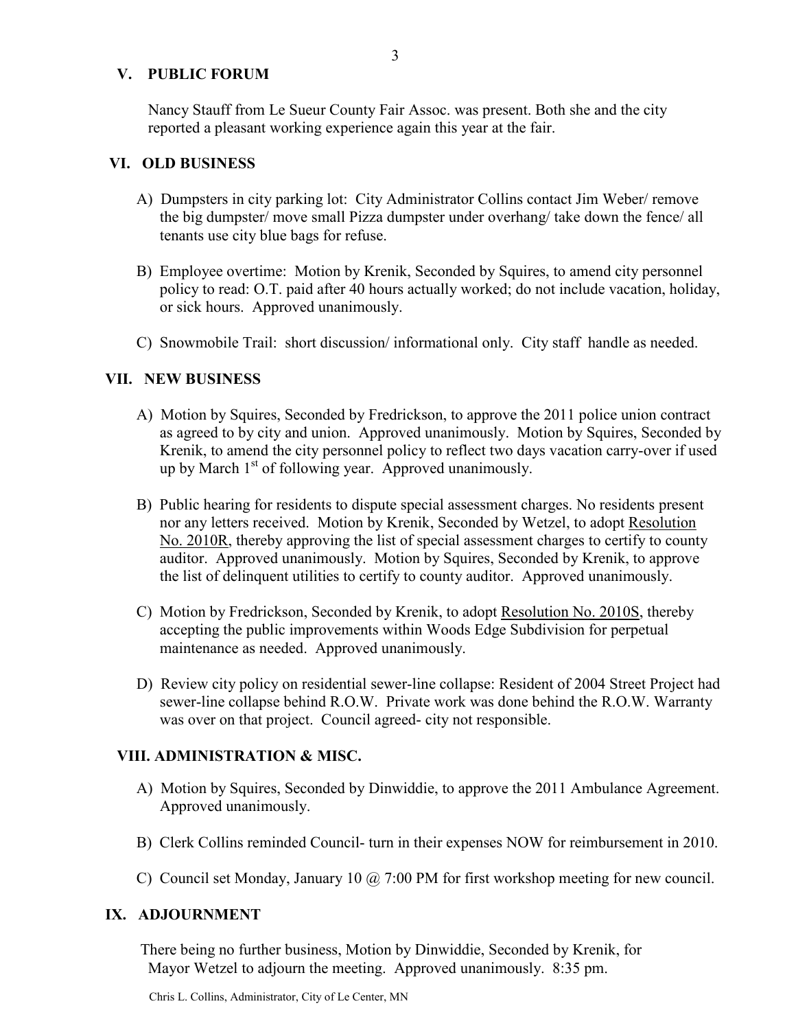## V. PUBLIC FORUM

Nancy Stauff from Le Sueur County Fair Assoc. was present. Both she and the city reported a pleasant working experience again this year at the fair.

## VI. OLD BUSINESS

A) Dumpsters in city parking lot: City Administrator Collins contact Jim Weber/ remove the big dumpster/ move small Pizza dumpster under overhang/ take down the fence/ all tenants use city blue bags for refuse.

B) Employee overtime: Motion by Krenik, Seconded by Squires, to amend city personnel policy to read: O.T. paid after 40 hours actually worked; do not include vacation, holiday, or sick hours. Approved unanimously.

C) Snowmobile Trail: short discussion/ informational only. City staff handle as needed.

## VII. NEW BUSINESS

A) Motion by Squires, Seconded by Fredrickson, to approve the 2011 police union contract as agreed to by city and union. Approved unanimously. Motion by Squires, Seconded by Krenik, to amend the city personnel policy to reflect two days vacation carry-over if used up by March 1st of following year. Approved unanimously.

B) Public hearing for residents to dispute special assessment charges. No residents present nor any letters received. Motion by Krenik, Seconded by Wetzel, to adopt Resolution No. 2010R, thereby approving the list of special assessment charges to certify to county auditor. Approved unanimously. Motion by Squires, Seconded by Krenik, to approve the list of delinquent utilities to certify to county auditor. Approved unanimously.

C) Motion by Fredrickson, Seconded by Krenik, to adopt Resolution No. 2010S, thereby accepting the public improvements within Woods Edge Subdivision for perpetual maintenance as needed. Approved unanimously.

D) Review city policy on residential sewer-line collapse: Resident of 2004 Street Project had sewer-line collapse behind R.O.W. Private work was done behind the R.O.W. Warranty was over on that project. Council agreed- city not responsible.

## VIII. ADMINISTRATION & MISC.

A) Motion by Squires, Seconded by Dinwiddie, to approve the 2011 Ambulance Agreement. Approved unanimously.

B) Clerk Collins reminded Council- turn in their expenses NOW for reimbursement in 2010.

C) Council set Monday, January 10 @ 7:00 PM for first workshop meeting for new council.

## IX. ADJOURNMENT

There being no further business, Motion by Dinwiddie, Seconded by Krenik, for Mayor Wetzel to adjourn the meeting. Approved unanimously. 8:35 pm.

Chris L. Collins, Administrator, City of Le Center, MN